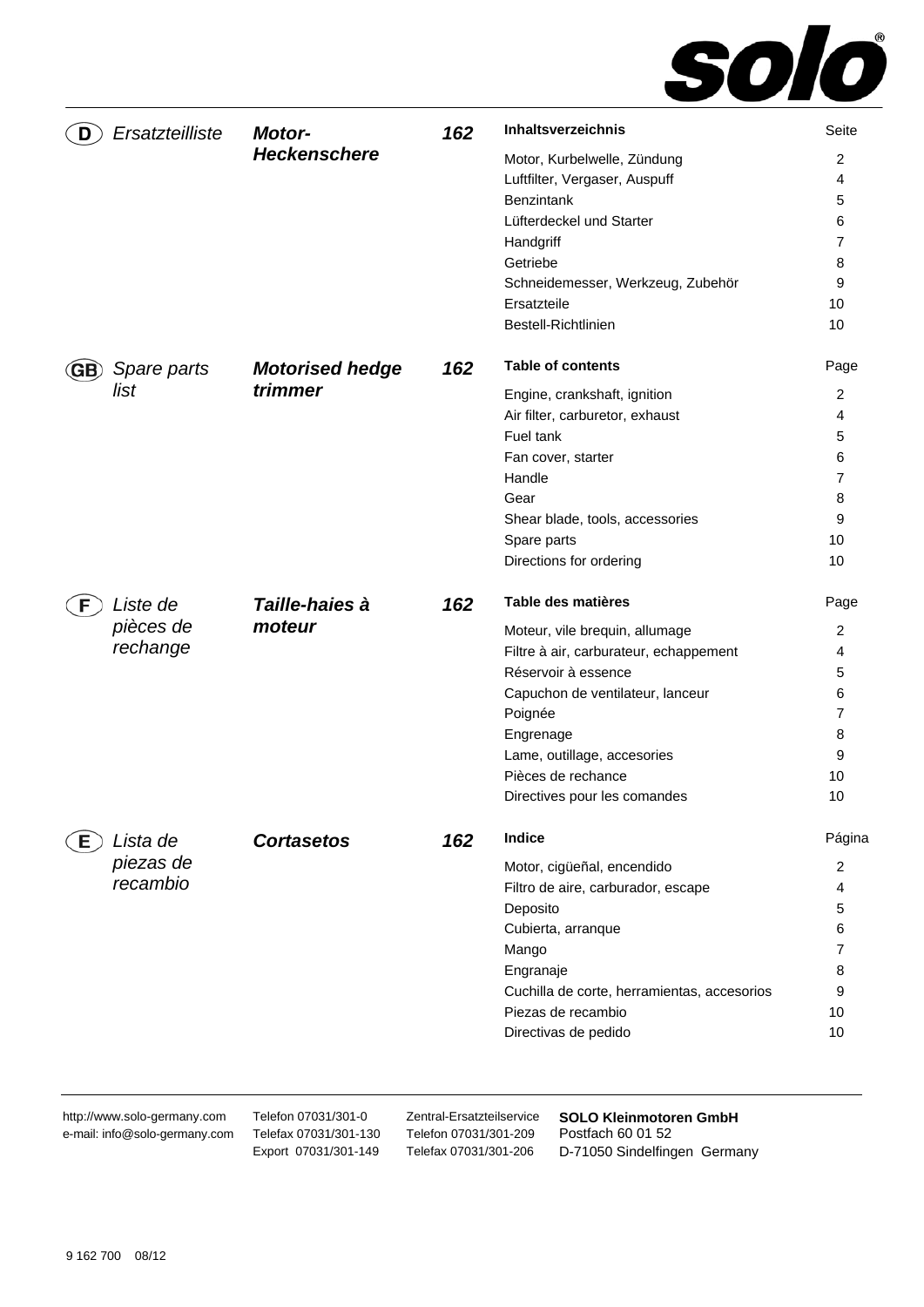# solo®

## (D) *Ersatzteilliste* — ***Motor-Heckenschere*** — ***162***

| **Inhaltsverzeichnis** | Seite |
|---|---|
| Motor, Kurbelwelle, Zündung | 2 |
| Luftfilter, Vergaser, Auspuff | 4 |
| Benzintank | 5 |
| Lüfterdeckel und Starter | 6 |
| Handgriff | 7 |
| Getriebe | 8 |
| Schneidemesser, Werkzeug, Zubehör | 9 |
| Ersatzteile | 10 |
| Bestell-Richtlinien | 10 |

## (GB) *Spare parts list* — ***Motorised hedge trimmer*** — ***162***

| **Table of contents** | Page |
|---|---|
| Engine, crankshaft, ignition | 2 |
| Air filter, carburetor, exhaust | 4 |
| Fuel tank | 5 |
| Fan cover, starter | 6 |
| Handle | 7 |
| Gear | 8 |
| Shear blade, tools, accessories | 9 |
| Spare parts | 10 |
| Directions for ordering | 10 |

## (F) *Liste de pièces de rechange* — ***Taille-haies à moteur*** — ***162***

| **Table des matières** | Page |
|---|---|
| Moteur, vile brequin, allumage | 2 |
| Filtre à air, carburateur, echappement | 4 |
| Réservoir à essence | 5 |
| Capuchon de ventilateur, lanceur | 6 |
| Poignée | 7 |
| Engrenage | 8 |
| Lame, outillage, accesories | 9 |
| Pièces de rechance | 10 |
| Directives pour les comandes | 10 |

## (E) *Lista de piezas de recambio* — ***Cortasetos*** — ***162***

| **Indice** | Página |
|---|---|
| Motor, cigüeñal, encendido | 2 |
| Filtro de aire, carburador, escape | 4 |
| Deposito | 5 |
| Cubierta, arranque | 6 |
| Mango | 7 |
| Engranaje | 8 |
| Cuchilla de corte, herramientas, accesorios | 9 |
| Piezas de recambio | 10 |
| Directivas de pedido | 10 |

http://www.solo-germany.com
e-mail: info@solo-germany.com

Telefon 07031/301-0
Telefax 07031/301-130
Export 07031/301-149

Zentral-Ersatzteilservice
Telefon 07031/301-209
Telefax 07031/301-206

**SOLO Kleinmotoren GmbH**
Postfach 60 01 52
D-71050 Sindelfingen Germany

9 162 700 08/12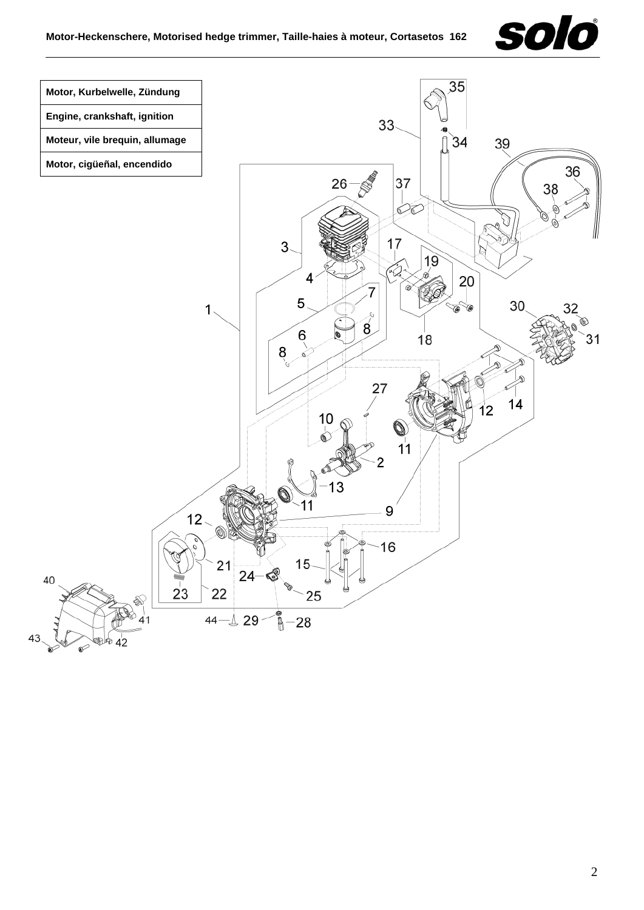| Motor, Kurbelwelle, Zündung |
| --- |
| Engine, crankshaft, ignition |
| Moteur, vile brequin, allumage |
| Motor, cigüeñal, encendido |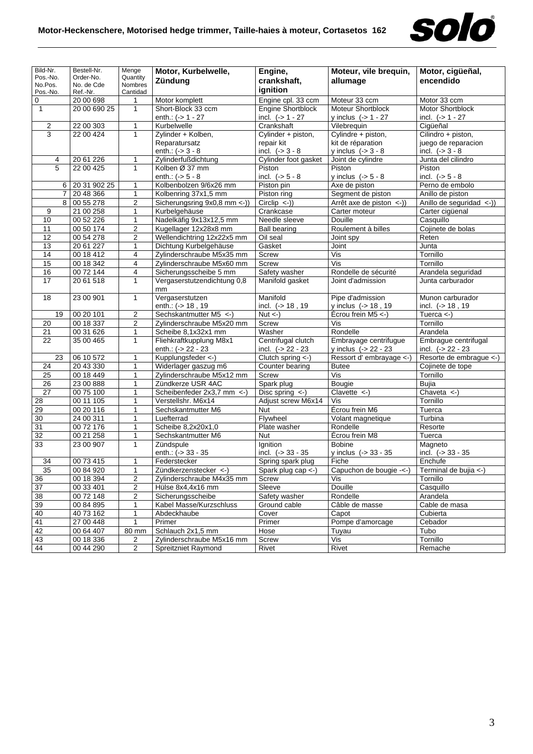# Motor-Heckenschere, Motorised hedge trimmer, Taille-haies à moteur, Cortasetos 162

| Bild-Nr. Pos.-No. No.Pos. Pos.-No. | Bestell-Nr. Order-No. No. de Cde Ref.-Nr. | Menge Quantity Nombres Cantidad | Motor, Kurbelwelle, Zündung | Engine, crankshaft, ignition | Moteur, vile brequin, allumage | Motor, cigüeñal, encendido |
|---|---|---|---|---|---|---|
| 0 | 20 00 698 | 1 | Motor komplett | Engine cpl. 33 ccm | Moteur 33 ccm | Motor 33 ccm |
| 1 | 20 00 690 25 | 1 | Short-Block 33 ccm enth.: (-> 1 - 27 | Engine Shortblock incl. (-> 1 - 27 | Moteur Shortblock y inclus (-> 1 - 27 | Motor Shortblock incl. (-> 1 - 27 |
| 2 | 22 00 303 | 1 | Kurbelwelle | Crankshaft | Vilebrequin | Cigüeñal |
| 3 | 22 00 424 | 1 | Zylinder + Kolben, Reparatursatz enth.: (-> 3 - 8 | Cylinder + piston, repair kit incl. (-> 3 - 8 | Cylindre + piston, kit de réparation y inclus (-> 3 - 8 | Cilindro + piston, juego de reparacion incl. (-> 3 - 8 |
| 4 | 20 61 226 | 1 | Zylinderfußdichtung | Cylinder foot gasket | Joint de cylindre | Junta del cilindro |
| 5 | 22 00 425 | 1 | Kolben Ø 37 mm enth.: (-> 5 - 8 | Piston incl. (-> 5 - 8 | Piston y inclus (-> 5 - 8 | Piston incl. (-> 5 - 8 |
| 6 | 20 31 902 25 | 1 | Kolbenbolzen 9/6x26 mm | Piston pin | Axe de piston | Perno de embolo |
| 7 | 20 48 366 | 1 | Kolbenring 37x1,5 mm | Piston ring | Segment de piston | Anillo de piston |
| 8 | 00 55 278 | 2 | Sicherungsring 9x0,8 mm <-)) | Circlip <-)) | Arrêt axe de piston <-)) | Anillo de seguridad <-)) |
| 9 | 21 00 258 | 1 | Kurbelgehäuse | Crankcase | Carter moteur | Carter cigüenal |
| 10 | 00 52 226 | 1 | Nadelkäfig 9x13x12,5 mm | Needle sleeve | Douille | Casquillo |
| 11 | 00 50 174 | 2 | Kugellager 12x28x8 mm | Ball bearing | Roulement à billes | Cojinete de bolas |
| 12 | 00 54 278 | 2 | Wellendichtring 12x22x5 mm | Oil seal | Joint spy | Reten |
| 13 | 20 61 227 | 1 | Dichtung Kurbelgehäuse | Gasket | Joint | Junta |
| 14 | 00 18 412 | 4 | Zylinderschraube M5x35 mm | Screw | Vis | Tornillo |
| 15 | 00 18 342 | 4 | Zylinderschraube M5x60 mm | Screw | Vis | Tornillo |
| 16 | 00 72 144 | 4 | Sicherungsscheibe 5 mm | Safety washer | Rondelle de sécurité | Arandela seguridad |
| 17 | 20 61 518 | 1 | Vergaserstutzendichtung 0,8 mm | Manifold gasket | Joint d'admission | Junta carburador |
| 18 | 23 00 901 | 1 | Vergaserstutzen enth.: (-> 18 , 19 | Manifold incl. (-> 18 , 19 | Pipe d'admission y inclus (-> 18 , 19 | Munon carburador incl. (-> 18 , 19 |
| 19 | 00 20 101 | 2 | Sechskantmutter M5 <-) | Nut <-) | Écrou frein M5 <-) | Tuerca <-) |
| 20 | 00 18 337 | 2 | Zylinderschraube M5x20 mm | Screw | Vis | Tornillo |
| 21 | 00 31 626 | 1 | Scheibe 8,1x32x1 mm | Washer | Rondelle | Arandela |
| 22 | 35 00 465 | 1 | Fliehkraftkupplung M8x1 enth.: (-> 22 - 23 | Centrifugal clutch incl. (-> 22 - 23 | Embrayage centrifugue y inclus (-> 22 - 23 | Embrague centrifugal incl. (-> 22 - 23 |
| 23 | 06 10 572 | 1 | Kupplungsfeder <-) | Clutch spring <-) | Ressort d' embrayage <-) | Resorte de embrague <-) |
| 24 | 20 43 330 | 1 | Widerlager gaszug m6 | Counter bearing | Butee | Cojinete de tope |
| 25 | 00 18 449 | 1 | Zylinderschraube M5x12 mm | Screw | Vis | Tornillo |
| 26 | 23 00 888 | 1 | Zündkerze USR 4AC | Spark plug | Bougie | Bujia |
| 27 | 00 75 100 | 1 | Scheibenfeder 2x3,7 mm <-) | Disc spring <-) | Clavette <-) | Chaveta <-) |
| 28 | 00 11 105 | 1 | Verstellshr. M6x14 | Adjust screw M6x14 | Vis | Tornillo |
| 29 | 00 20 116 | 1 | Sechskantmutter M6 | Nut | Écrou frein M6 | Tuerca |
| 30 | 24 00 311 | 1 | Luefterrad | Flywheel | Volant magnetique | Turbina |
| 31 | 00 72 176 | 1 | Scheibe 8,2x20x1,0 | Plate washer | Rondelle | Resorte |
| 32 | 00 21 258 | 1 | Sechskantmutter M6 | Nut | Écrou frein M8 | Tuerca |
| 33 | 23 00 907 | 1 | Zündspule enth.: (-> 33 - 35 | Ignition incl. (-> 33 - 35 | Bobine y inclus (-> 33 - 35 | Magneto incl. (-> 33 - 35 |
| 34 | 00 73 415 | 1 | Federstecker | Spring spark plug | Fiche | Enchufe |
| 35 | 00 84 920 | 1 | Zündkerzenstecker <-) | Spark plug cap <-) | Capuchon de bougie -<-) | Terminal de bujia <-) |
| 36 | 00 18 394 | 2 | Zylinderschraube M4x35 mm | Screw | Vis | Tornillo |
| 37 | 00 33 401 | 2 | Hülse 8x4,4x16 mm | Sleeve | Douille | Casquillo |
| 38 | 00 72 148 | 2 | Sicherungsscheibe | Safety washer | Rondelle | Arandela |
| 39 | 00 84 895 | 1 | Kabel Masse/Kurzschluss | Ground cable | Câble de masse | Cable de masa |
| 40 | 40 73 162 | 1 | Abdeckhaube | Cover | Capot | Cubierta |
| 41 | 27 00 448 | 1 | Primer | Primer | Pompe d'amorcage | Cebador |
| 42 | 00 64 407 | 80 mm | Schlauch 2x1,5 mm | Hose | Tuyau | Tubo |
| 43 | 00 18 336 | 2 | Zylinderschraube M5x16 mm | Screw | Vis | Tornillo |
| 44 | 00 44 290 | 2 | Spreitzniet Raymond | Rivet | Rivet | Remache |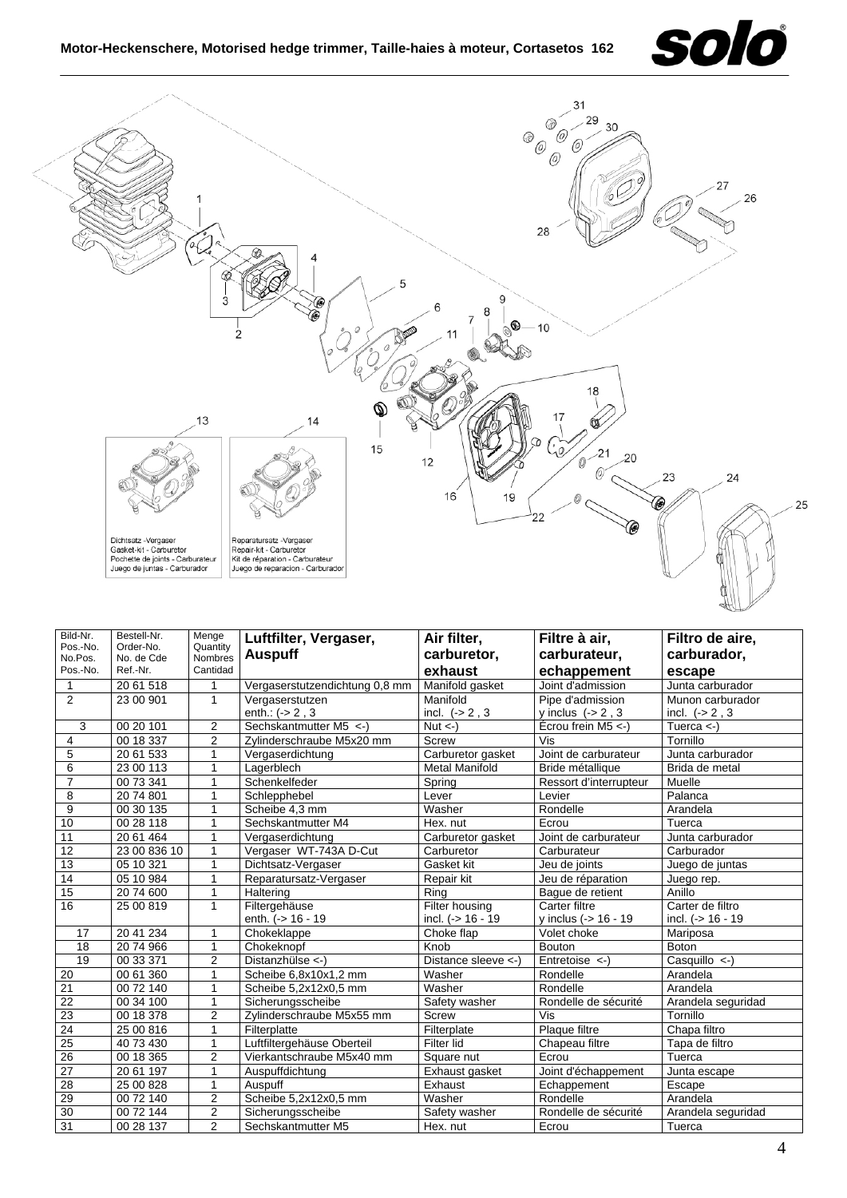# Motor-Heckenschere, Motorised hedge trimmer, Taille-haies à moteur, Cortasetos 162

Dichtsatz -Vergaser
Gasket-kit - Carburetor
Pochette de joints - Carburateur
Juego de juntas - Carburador

Reparatursatz -Vergaser
Repair-kit - Carburetor
Kit de réparation - Carburateur
Juego de reparacion - Carburador

| Bild-Nr. Pos.-No. No.Pos. Pos.-No. | Bestell-Nr. Order-No. No. de Cde Ref.-Nr. | Menge Quantity Nombres Cantidad | Luftfilter, Vergaser, Auspuff | Air filter, carburetor, exhaust | Filtre à air, carburateur, echappement | Filtro de aire, carburador, escape |
|---|---|---|---|---|---|---|
| 1 | 20 61 518 | 1 | Vergaserstutzendichtung 0,8 mm | Manifold gasket | Joint d'admission | Junta carburador |
| 2 | 23 00 901 | 1 | Vergaserstutzen enth.: (-> 2 , 3 | Manifold incl. (-> 2 , 3 | Pipe d'admission y inclus (-> 2 , 3 | Munon carburador incl. (-> 2 , 3 |
| 3 | 00 20 101 | 2 | Sechskantmutter M5 <-) | Nut <-) | Écrou frein M5 <-) | Tuerca <-) |
| 4 | 00 18 337 | 2 | Zylinderschraube M5x20 mm | Screw | Vis | Tornillo |
| 5 | 20 61 533 | 1 | Vergaserdichtung | Carburetor gasket | Joint de carburateur | Junta carburador |
| 6 | 23 00 113 | 1 | Lagerblech | Metal Manifold | Bride métallique | Brida de metal |
| 7 | 00 73 341 | 1 | Schenkelfeder | Spring | Ressort d'interrupteur | Muelle |
| 8 | 20 74 801 | 1 | Schlepphebel | Lever | Levier | Palanca |
| 9 | 00 30 135 | 1 | Scheibe 4,3 mm | Washer | Rondelle | Arandela |
| 10 | 00 28 118 | 1 | Sechskantmutter M4 | Hex. nut | Ecrou | Tuerca |
| 11 | 20 61 464 | 1 | Vergaserdichtung | Carburetor gasket | Joint de carburateur | Junta carburador |
| 12 | 23 00 836 10 | 1 | Vergaser WT-743A D-Cut | Carburetor | Carburateur | Carburador |
| 13 | 05 10 321 | 1 | Dichtsatz-Vergaser | Gasket kit | Jeu de joints | Juego de juntas |
| 14 | 05 10 984 | 1 | Reparatursatz-Vergaser | Repair kit | Jeu de réparation | Juego rep. |
| 15 | 20 74 600 | 1 | Haltering | Ring | Bague de retient | Anillo |
| 16 | 25 00 819 | 1 | Filtergehäuse enth. (-> 16 - 19 | Filter housing incl. (-> 16 - 19 | Carter filtre y inclus (-> 16 - 19 | Carter de filtro incl. (-> 16 - 19 |
| 17 | 20 41 234 | 1 | Chokeklappe | Choke flap | Volet choke | Mariposa |
| 18 | 20 74 966 | 1 | Chokeknopf | Knob | Bouton | Boton |
| 19 | 00 33 371 | 2 | Distanzhülse <-) | Distance sleeve <-) | Entretoise <-) | Casquillo <-) |
| 20 | 00 61 360 | 1 | Scheibe 6,8x10x1,2 mm | Washer | Rondelle | Arandela |
| 21 | 00 72 140 | 1 | Scheibe 5,2x12x0,5 mm | Washer | Rondelle | Arandela |
| 22 | 00 34 100 | 1 | Sicherungsscheibe | Safety washer | Rondelle de sécurité | Arandela seguridad |
| 23 | 00 18 378 | 2 | Zylinderschraube M5x55 mm | Screw | Vis | Tornillo |
| 24 | 25 00 816 | 1 | Filterplatte | Filterplate | Plaque filtre | Chapa filtro |
| 25 | 40 73 430 | 1 | Luftfiltergehäuse Oberteil | Filter lid | Chapeau filtre | Tapa de filtro |
| 26 | 00 18 365 | 2 | Vierkantschraube M5x40 mm | Square nut | Ecrou | Tuerca |
| 27 | 20 61 197 | 1 | Auspuffdichtung | Exhaust gasket | Joint d'échappement | Junta escape |
| 28 | 25 00 828 | 1 | Auspuff | Exhaust | Echappement | Escape |
| 29 | 00 72 140 | 2 | Scheibe 5,2x12x0,5 mm | Washer | Rondelle | Arandela |
| 30 | 00 72 144 | 2 | Sicherungsscheibe | Safety washer | Rondelle de sécurité | Arandela seguridad |
| 31 | 00 28 137 | 2 | Sechskantmutter M5 | Hex. nut | Ecrou | Tuerca |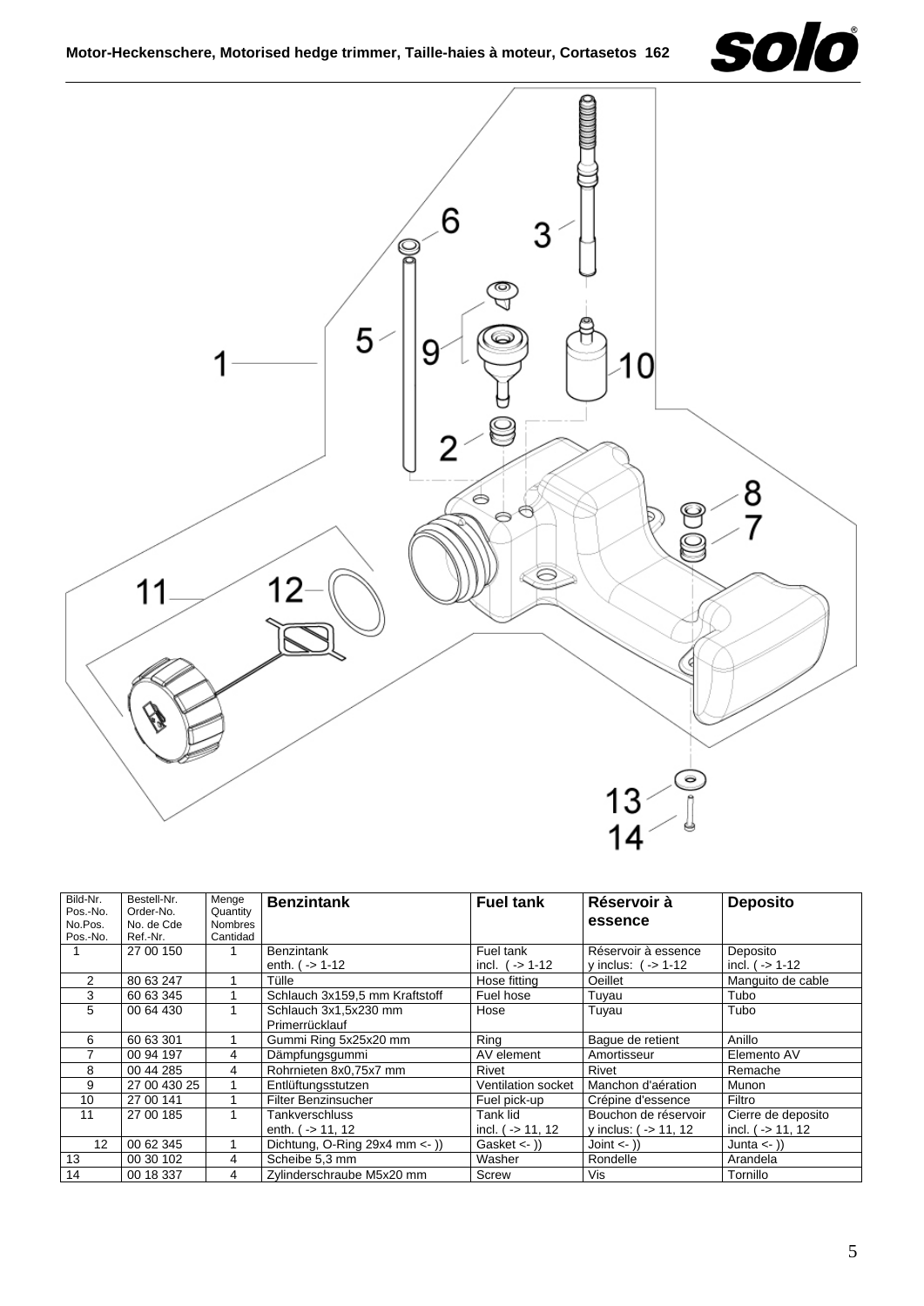| Bild-Nr. Pos.-No. No.Pos. Pos.-No. | Bestell-Nr. Order-No. No. de Cde Ref.-Nr. | Menge Quantity Nombres Cantidad | **Benzintank** | **Fuel tank** | **Réservoir à essence** | **Deposito** |
|---|---|---|---|---|---|---|
| 1 | 27 00 150 | 1 | Benzintank enth. ( -> 1-12 | Fuel tank incl. ( -> 1-12 | Réservoir à essence y inclus: ( -> 1-12 | Deposito incl. ( -> 1-12 |
| 2 | 80 63 247 | 1 | Tülle | Hose fitting | Oeillet | Manguito de cable |
| 3 | 60 63 345 | 1 | Schlauch 3x159,5 mm Kraftstoff | Fuel hose | Tuyau | Tubo |
| 5 | 00 64 430 | 1 | Schlauch 3x1,5x230 mm Primerrücklauf | Hose | Tuyau | Tubo |
| 6 | 60 63 301 | 1 | Gummi Ring 5x25x20 mm | Ring | Bague de retient | Anillo |
| 7 | 00 94 197 | 4 | Dämpfungsgummi | AV element | Amortisseur | Elemento AV |
| 8 | 00 44 285 | 4 | Rohrnieten 8x0,75x7 mm | Rivet | Rivet | Remache |
| 9 | 27 00 430 25 | 1 | Entlüftungsstutzen | Ventilation socket | Manchon d'aération | Munon |
| 10 | 27 00 141 | 1 | Filter Benzinsucher | Fuel pick-up | Crépine d'essence | Filtro |
| 11 | 27 00 185 | 1 | Tankverschluss enth. ( -> 11, 12 | Tank lid incl. ( -> 11, 12 | Bouchon de réservoir y inclus: ( -> 11, 12 | Cierre de deposito incl. ( -> 11, 12 |
| 12 | 00 62 345 | 1 | Dichtung, O-Ring 29x4 mm <- )) | Gasket <- )) | Joint <- )) | Junta <- )) |
| 13 | 00 30 102 | 4 | Scheibe 5,3 mm | Washer | Rondelle | Arandela |
| 14 | 00 18 337 | 4 | Zylinderschraube M5x20 mm | Screw | Vis | Tornillo |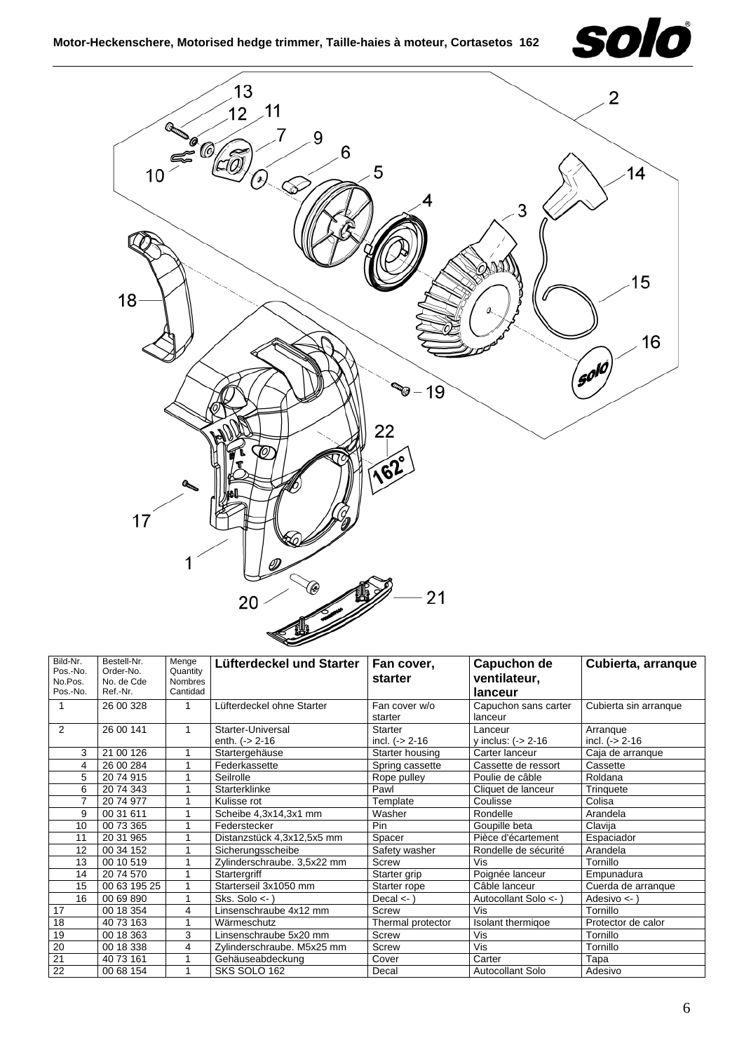# Motor-Heckenschere, Motorised hedge trimmer, Taille-haies à moteur, Cortasetos 162

| Bild-Nr. Pos.-No. No.Pos. Pos.-No. | Bestell-Nr. Order-No. No. de Cde Ref.-Nr. | Menge Quantity Nombres Cantidad | Lüfterdeckel und Starter | Fan cover, starter | Capuchon de ventilateur, lanceur | Cubierta, arranque |
|---|---|---|---|---|---|---|
| 1 | 26 00 328 | 1 | Lüfterdeckel ohne Starter | Fan cover w/o starter | Capuchon sans carter lanceur | Cubierta sin arranque |
| 2 | 26 00 141 | 1 | Starter-Universal enth. (-> 2-16 | Starter incl. (-> 2-16 | Lanceur y inclus: (-> 2-16 | Arranque incl. (-> 2-16 |
| 3 | 21 00 126 | 1 | Startergehäuse | Starter housing | Carter lanceur | Caja de arranque |
| 4 | 26 00 284 | 1 | Federkassette | Spring cassette | Cassette de ressort | Cassette |
| 5 | 20 74 915 | 1 | Seilrolle | Rope pulley | Poulie de câble | Roldana |
| 6 | 20 74 343 | 1 | Starterklinke | Pawl | Cliquet de lanceur | Trinquete |
| 7 | 20 74 977 | 1 | Kulisse rot | Template | Coulisse | Colisa |
| 9 | 00 31 611 | 1 | Scheibe 4,3x14,3x1 mm | Washer | Rondelle | Arandela |
| 10 | 00 73 365 | 1 | Federstecker | Pin | Goupille beta | Clavija |
| 11 | 20 31 965 | 1 | Distanzstück 4,3x12,5x5 mm | Spacer | Pièce d'écartement | Espaciador |
| 12 | 00 34 152 | 1 | Sicherungsscheibe | Safety washer | Rondelle de sécurité | Arandela |
| 13 | 00 10 519 | 1 | Zylinderschraube. 3,5x22 mm | Screw | Vis | Tornillo |
| 14 | 20 74 570 | 1 | Startergriff | Starter grip | Poignée lanceur | Empunadura |
| 15 | 00 63 195 25 | 1 | Starterseil 3x1050 mm | Starter rope | Câble lanceur | Cuerda de arranque |
| 16 | 00 69 890 | 1 | Sks. Solo <- ) | Decal <- ) | Autocollant Solo <- ) | Adesivo <- ) |
| 17 | 00 18 354 | 4 | Linsenschraube 4x12 mm | Screw | Vis | Tornillo |
| 18 | 40 73 163 | 1 | Wärmeschutz | Thermal protector | Isolant thermiqoe | Protector de calor |
| 19 | 00 18 363 | 3 | Linsenschraube 5x20 mm | Screw | Vis | Tornillo |
| 20 | 00 18 338 | 4 | Zylinderschraube. M5x25 mm | Screw | Vis | Tornillo |
| 21 | 40 73 161 | 1 | Gehäuseabdeckung | Cover | Carter | Tapa |
| 22 | 00 68 154 | 1 | SKS SOLO 162 | Decal | Autocollant Solo | Adesivo |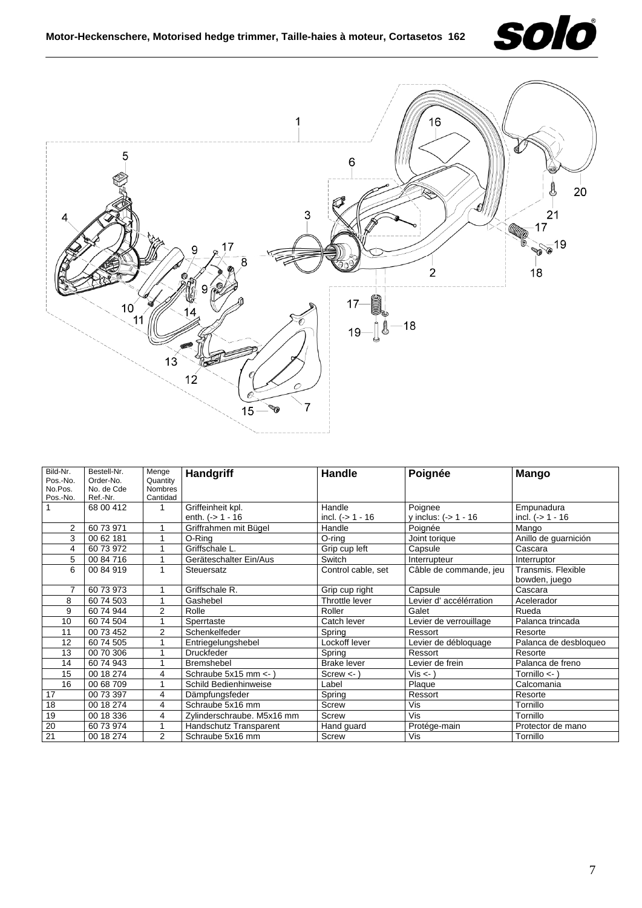| Bild-Nr. Pos.-No. No.Pos. Pos.-No. | Bestell-Nr. Order-No. No. de Cde Ref.-Nr. | Menge Quantity Nombres Cantidad | **Handgriff** | **Handle** | **Poignée** | **Mango** |
|---|---|---|---|---|---|---|
| 1 | 68 00 412 | 1 | Griffeinheit kpl. enth. (-> 1 - 16 | Handle incl. (-> 1 - 16 | Poignee y inclus: (-> 1 - 16 | Empunadura incl. (-> 1 - 16 |
| 2 | 60 73 971 | 1 | Griffrahmen mit Bügel | Handle | Poignée | Mango |
| 3 | 00 62 181 | 1 | O-Ring | O-ring | Joint torique | Anillo de guarnición |
| 4 | 60 73 972 | 1 | Griffschale L. | Grip cup left | Capsule | Cascara |
| 5 | 00 84 716 | 1 | Geräteschalter Ein/Aus | Switch | Interrupteur | Interruptor |
| 6 | 00 84 919 | 1 | Steuersatz | Control cable, set | Câble de commande, jeu | Transmis. Flexible bowden, juego |
| 7 | 60 73 973 | 1 | Griffschale R. | Grip cup right | Capsule | Cascara |
| 8 | 60 74 503 | 1 | Gashebel | Throttle lever | Levier d' accélérration | Acelerador |
| 9 | 60 74 944 | 2 | Rolle | Roller | Galet | Rueda |
| 10 | 60 74 504 | 1 | Sperrtaste | Catch lever | Levier de verrouillage | Palanca trincada |
| 11 | 00 73 452 | 2 | Schenkelfeder | Spring | Ressort | Resorte |
| 12 | 60 74 505 | 1 | Entriegelungshebel | Lockoff lever | Levier de débloquage | Palanca de desbloqueo |
| 13 | 00 70 306 | 1 | Druckfeder | Spring | Ressort | Resorte |
| 14 | 60 74 943 | 1 | Bremshebel | Brake lever | Levier de frein | Palanca de freno |
| 15 | 00 18 274 | 4 | Schraube 5x15 mm <- ) | Screw <- ) | Vis <- ) | Tornillo <- ) |
| 16 | 00 68 709 | 1 | Schild Bedienhinweise | Label | Plaque | Calcomania |
| 17 | 00 73 397 | 4 | Dämpfungsfeder | Spring | Ressort | Resorte |
| 18 | 00 18 274 | 4 | Schraube 5x16 mm | Screw | Vis | Tornillo |
| 19 | 00 18 336 | 4 | Zylinderschraube. M5x16 mm | Screw | Vis | Tornillo |
| 20 | 60 73 974 | 1 | Handschutz Transparent | Hand guard | Protége-main | Protector de mano |
| 21 | 00 18 274 | 2 | Schraube 5x16 mm | Screw | Vis | Tornillo |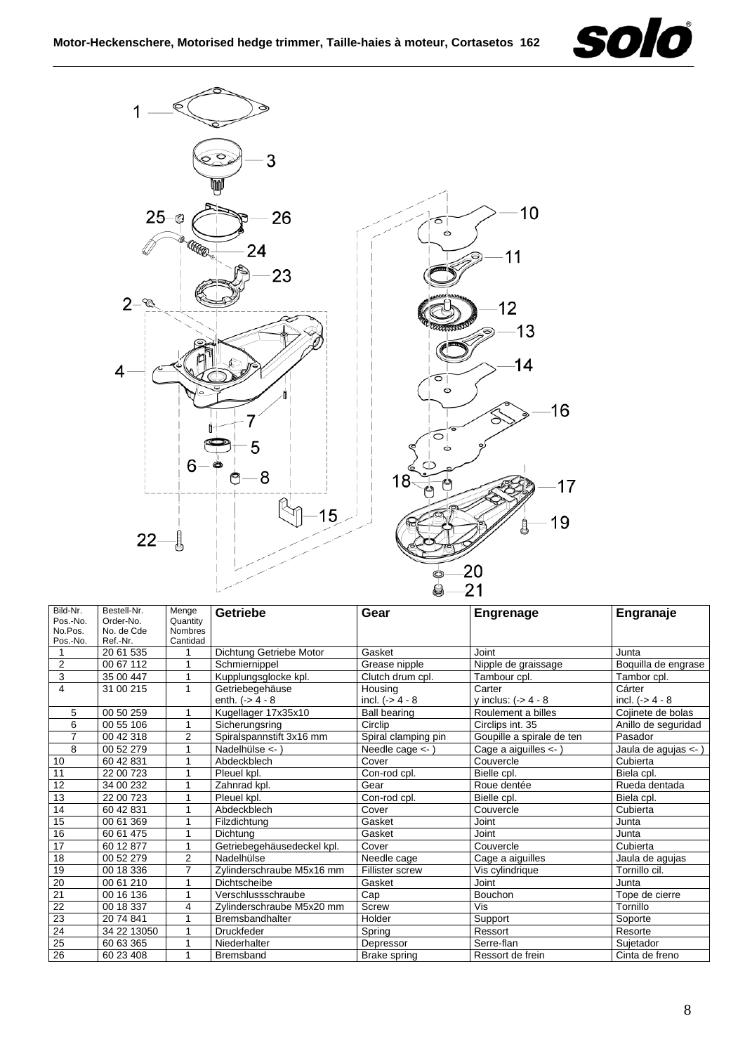| Bild-Nr.<br>Pos.-No.<br>No.Pos.<br>Pos.-No. | Bestell-Nr.<br>Order-No.<br>No. de Cde<br>Ref.-Nr. | Menge<br>Quantity<br>Nombres<br>Cantidad | **Getriebe** | **Gear** | **Engrenage** | **Engranaje** |
|---|---|---|---|---|---|---|
| 1 | 20 61 535 | 1 | Dichtung Getriebe Motor | Gasket | Joint | Junta |
| 2 | 00 67 112 | 1 | Schmiernippel | Grease nipple | Nipple de graissage | Boquilla de engrase |
| 3 | 35 00 447 | 1 | Kupplungsglocke kpl. | Clutch drum cpl. | Tambour cpl. | Tambor cpl. |
| 4 | 31 00 215 | 1 | Getriebegehäuse<br>enth. (-> 4 - 8 | Housing<br>incl. (-> 4 - 8 | Carter<br>y inclus: (-> 4 - 8 | Cárter<br>incl. (-> 4 - 8 |
| 5 | 00 50 259 | 1 | Kugellager 17x35x10 | Ball bearing | Roulement a billes | Cojinete de bolas |
| 6 | 00 55 106 | 1 | Sicherungsring | Circlip | Circlips int. 35 | Anillo de seguridad |
| 7 | 00 42 318 | 2 | Spiralspannstift 3x16 mm | Spiral clamping pin | Goupille a spirale de ten | Pasador |
| 8 | 00 52 279 | 1 | Nadelhülse <- ) | Needle cage <- ) | Cage a aiguilles <- ) | Jaula de agujas <- ) |
| 10 | 60 42 831 | 1 | Abdeckblech | Cover | Couvercle | Cubierta |
| 11 | 22 00 723 | 1 | Pleuel kpl. | Con-rod cpl. | Bielle cpl. | Biela cpl. |
| 12 | 34 00 232 | 1 | Zahnrad kpl. | Gear | Roue dentée | Rueda dentada |
| 13 | 22 00 723 | 1 | Pleuel kpl. | Con-rod cpl. | Bielle cpl. | Biela cpl. |
| 14 | 60 42 831 | 1 | Abdeckblech | Cover | Couvercle | Cubierta |
| 15 | 00 61 369 | 1 | Filzdichtung | Gasket | Joint | Junta |
| 16 | 60 61 475 | 1 | Dichtung | Gasket | Joint | Junta |
| 17 | 60 12 877 | 1 | Getriebegehäusedeckel kpl. | Cover | Couvercle | Cubierta |
| 18 | 00 52 279 | 2 | Nadelhülse | Needle cage | Cage a aiguilles | Jaula de agujas |
| 19 | 00 18 336 | 7 | Zylinderschraube M5x16 mm | Fillister screw | Vis cylindrique | Tornillo cil. |
| 20 | 00 61 210 | 1 | Dichtscheibe | Gasket | Joint | Junta |
| 21 | 00 16 136 | 1 | Verschlussschraube | Cap | Bouchon | Tope de cierre |
| 22 | 00 18 337 | 4 | Zylinderschraube M5x20 mm | Screw | Vis | Tornillo |
| 23 | 20 74 841 | 1 | Bremsbandhalter | Holder | Support | Soporte |
| 24 | 34 22 13050 | 1 | Druckfeder | Spring | Ressort | Resorte |
| 25 | 60 63 365 | 1 | Niederhalter | Depressor | Serre-flan | Sujetador |
| 26 | 60 23 408 | 1 | Bremsband | Brake spring | Ressort de frein | Cinta de freno |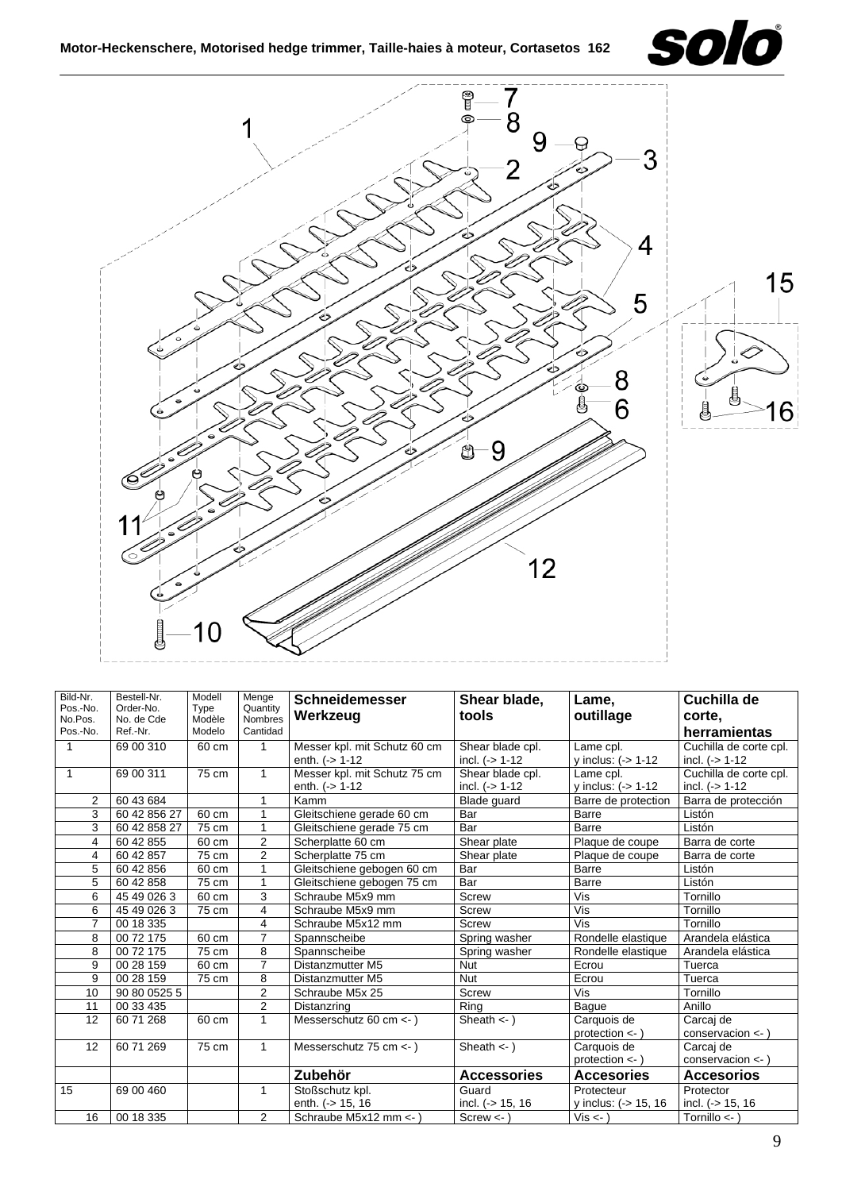# Motor-Heckenschere, Motorised hedge trimmer, Taille-haies à moteur, Cortasetos 162

| Bild-Nr. Pos.-No. No.Pos. Pos.-No. | Bestell-Nr. Order-No. No. de Cde Ref.-Nr. | Modell Type Modèle Modelo | Menge Quantity Nombres Cantidad | **Schneidemesser Werkzeug** | **Shear blade, tools** | **Lame, outillage** | **Cuchilla de corte, herramientas** |
|---|---|---|---|---|---|---|---|
| 1 | 69 00 310 | 60 cm | 1 | Messer kpl. mit Schutz 60 cm enth. (-> 1-12 | Shear blade cpl. incl. (-> 1-12 | Lame cpl. y inclus: (-> 1-12 | Cuchilla de corte cpl. incl. (-> 1-12 |
| 1 | 69 00 311 | 75 cm | 1 | Messer kpl. mit Schutz 75 cm enth. (-> 1-12 | Shear blade cpl. incl. (-> 1-12 | Lame cpl. y inclus: (-> 1-12 | Cuchilla de corte cpl. incl. (-> 1-12 |
| 2 | 60 43 684 | | 1 | Kamm | Blade guard | Barre de protection | Barra de protección |
| 3 | 60 42 856 27 | 60 cm | 1 | Gleitschiene gerade 60 cm | Bar | Barre | Listón |
| 3 | 60 42 858 27 | 75 cm | 1 | Gleitschiene gerade 75 cm | Bar | Barre | Listón |
| 4 | 60 42 855 | 60 cm | 2 | Scherplatte 60 cm | Shear plate | Plaque de coupe | Barra de corte |
| 4 | 60 42 857 | 75 cm | 2 | Scherplatte 75 cm | Shear plate | Plaque de coupe | Barra de corte |
| 5 | 60 42 856 | 60 cm | 1 | Gleitschiene gebogen 60 cm | Bar | Barre | Listón |
| 5 | 60 42 858 | 75 cm | 1 | Gleitschiene gebogen 75 cm | Bar | Barre | Listón |
| 6 | 45 49 026 3 | 60 cm | 3 | Schraube M5x9 mm | Screw | Vis | Tornillo |
| 6 | 45 49 026 3 | 75 cm | 4 | Schraube M5x9 mm | Screw | Vis | Tornillo |
| 7 | 00 18 335 | | 4 | Schraube M5x12 mm | Screw | Vis | Tornillo |
| 8 | 00 72 175 | 60 cm | 7 | Spannscheibe | Spring washer | Rondelle elastique | Arandela elástica |
| 8 | 00 72 175 | 75 cm | 8 | Spannscheibe | Spring washer | Rondelle elastique | Arandela elástica |
| 9 | 00 28 159 | 60 cm | 7 | Distanzmutter M5 | Nut | Ecrou | Tuerca |
| 9 | 00 28 159 | 75 cm | 8 | Distanzmutter M5 | Nut | Ecrou | Tuerca |
| 10 | 90 80 0525 5 | | 2 | Schraube M5x 25 | Screw | Vis | Tornillo |
| 11 | 00 33 435 | | 2 | Distanzring | Ring | Bague | Anillo |
| 12 | 60 71 268 | 60 cm | 1 | Messerschutz 60 cm <- ) | Sheath <- ) | Carquois de protection <- ) | Carcaj de conservacion <- ) |
| 12 | 60 71 269 | 75 cm | 1 | Messerschutz 75 cm <- ) | Sheath <- ) | Carquois de protection <- ) | Carcaj de conservacion <- ) |
| | | | | **Zubehör** | **Accessories** | **Accesories** | **Accesorios** |
| 15 | 69 00 460 | | 1 | Stoßschutz kpl. enth. (-> 15, 16 | Guard incl. (-> 15, 16 | Protecteur y inclus: (-> 15, 16 | Protector incl. (-> 15, 16 |
| 16 | 00 18 335 | | 2 | Schraube M5x12 mm <- ) | Screw <- ) | Vis <- ) | Tornillo <- ) |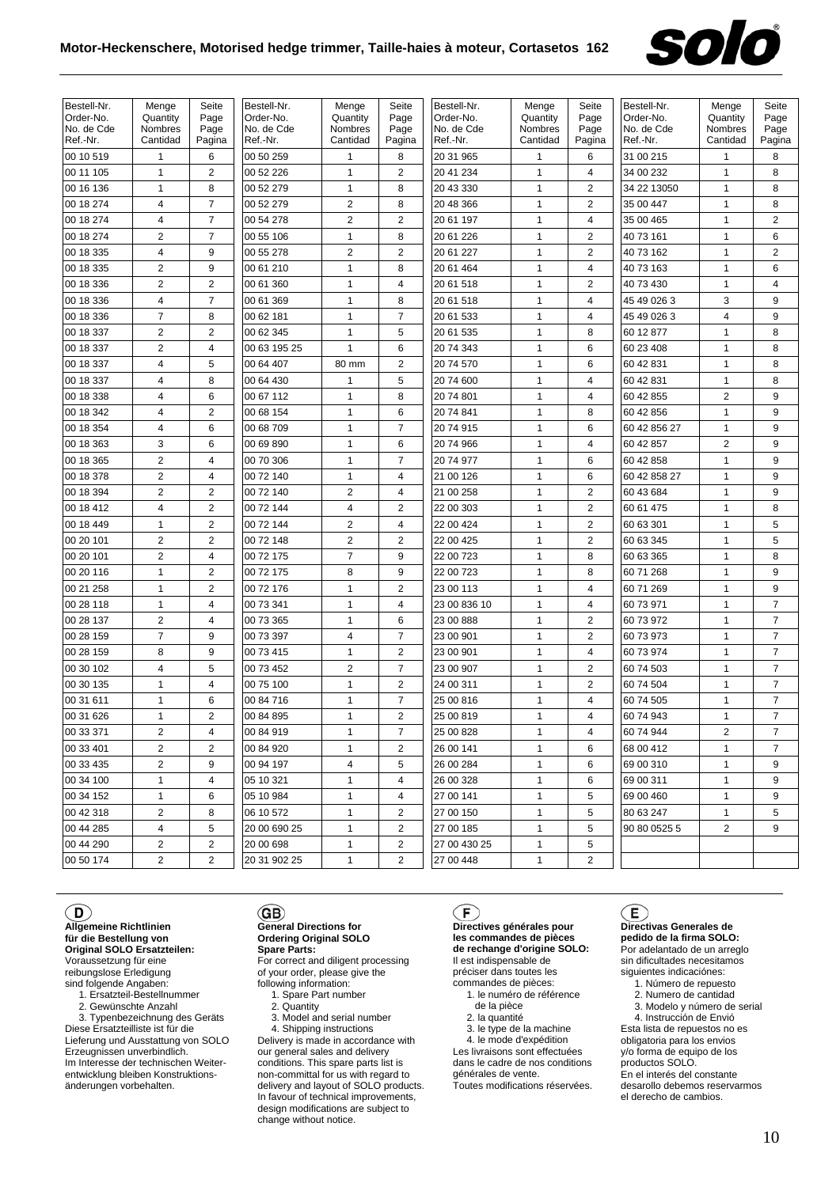# Motor-Heckenschere, Motorised hedge trimmer, Taille-haies à moteur, Cortasetos 162

| Bestell-Nr. Order-No. No. de Cde Ref.-Nr. | Menge Quantity Nombres Cantidad | Seite Page Page Pagina | Bestell-Nr. Order-No. No. de Cde Ref.-Nr. | Menge Quantity Nombres Cantidad | Seite Page Page Pagina | Bestell-Nr. Order-No. No. de Cde Ref.-Nr. | Menge Quantity Nombres Cantidad | Seite Page Page Pagina | Bestell-Nr. Order-No. No. de Cde Ref.-Nr. | Menge Quantity Nombres Cantidad | Seite Page Page Pagina |
|---|---|---|---|---|---|---|---|---|---|---|---|
| 00 10 519 | 1 | 6 | 00 50 259 | 1 | 8 | 20 31 965 | 1 | 6 | 31 00 215 | 1 | 8 |
| 00 11 105 | 1 | 2 | 00 52 226 | 1 | 2 | 20 41 234 | 1 | 4 | 34 00 232 | 1 | 8 |
| 00 16 136 | 1 | 8 | 00 52 279 | 1 | 8 | 20 43 330 | 1 | 2 | 34 22 13050 | 1 | 8 |
| 00 18 274 | 4 | 7 | 00 52 279 | 2 | 8 | 20 48 366 | 1 | 2 | 35 00 447 | 1 | 8 |
| 00 18 274 | 4 | 7 | 00 54 278 | 2 | 2 | 20 61 197 | 1 | 4 | 35 00 465 | 1 | 2 |
| 00 18 274 | 2 | 7 | 00 55 106 | 1 | 8 | 20 61 226 | 1 | 2 | 40 73 161 | 1 | 6 |
| 00 18 335 | 4 | 9 | 00 55 278 | 2 | 2 | 20 61 227 | 1 | 2 | 40 73 162 | 1 | 2 |
| 00 18 335 | 2 | 9 | 00 61 210 | 1 | 8 | 20 61 464 | 1 | 4 | 40 73 163 | 1 | 6 |
| 00 18 336 | 2 | 2 | 00 61 360 | 1 | 4 | 20 61 518 | 1 | 2 | 40 73 430 | 1 | 4 |
| 00 18 336 | 4 | 7 | 00 61 369 | 1 | 8 | 20 61 518 | 1 | 4 | 45 49 026 3 | 3 | 9 |
| 00 18 336 | 7 | 8 | 00 62 181 | 1 | 7 | 20 61 533 | 1 | 4 | 45 49 026 3 | 4 | 9 |
| 00 18 337 | 2 | 2 | 00 62 345 | 1 | 5 | 20 61 535 | 1 | 8 | 60 12 877 | 1 | 8 |
| 00 18 337 | 2 | 4 | 00 63 195 25 | 1 | 6 | 20 74 343 | 1 | 6 | 60 23 408 | 1 | 8 |
| 00 18 337 | 4 | 5 | 00 64 407 | 80 mm | 2 | 20 74 570 | 1 | 6 | 60 42 831 | 1 | 8 |
| 00 18 337 | 4 | 8 | 00 64 430 | 1 | 5 | 20 74 600 | 1 | 4 | 60 42 831 | 1 | 8 |
| 00 18 338 | 4 | 6 | 00 67 112 | 1 | 8 | 20 74 801 | 1 | 4 | 60 42 855 | 2 | 9 |
| 00 18 342 | 4 | 2 | 00 68 154 | 1 | 6 | 20 74 841 | 1 | 8 | 60 42 856 | 1 | 9 |
| 00 18 354 | 4 | 6 | 00 68 709 | 1 | 7 | 20 74 915 | 1 | 6 | 60 42 856 27 | 1 | 9 |
| 00 18 363 | 3 | 6 | 00 69 890 | 1 | 6 | 20 74 966 | 1 | 4 | 60 42 857 | 2 | 9 |
| 00 18 365 | 2 | 4 | 00 70 306 | 1 | 7 | 20 74 977 | 1 | 6 | 60 42 858 | 1 | 9 |
| 00 18 378 | 2 | 4 | 00 72 140 | 1 | 4 | 21 00 126 | 1 | 6 | 60 42 858 27 | 1 | 9 |
| 00 18 394 | 2 | 2 | 00 72 140 | 2 | 4 | 21 00 258 | 1 | 2 | 60 43 684 | 1 | 9 |
| 00 18 412 | 4 | 2 | 00 72 144 | 4 | 2 | 22 00 303 | 1 | 2 | 60 61 475 | 1 | 8 |
| 00 18 449 | 1 | 2 | 00 72 144 | 2 | 4 | 22 00 424 | 1 | 2 | 60 63 301 | 1 | 5 |
| 00 20 101 | 2 | 2 | 00 72 148 | 2 | 2 | 22 00 425 | 1 | 2 | 60 63 345 | 1 | 5 |
| 00 20 101 | 2 | 4 | 00 72 175 | 7 | 9 | 22 00 723 | 1 | 8 | 60 63 365 | 1 | 8 |
| 00 20 116 | 1 | 2 | 00 72 175 | 8 | 9 | 22 00 723 | 1 | 8 | 60 71 268 | 1 | 9 |
| 00 21 258 | 1 | 2 | 00 72 176 | 1 | 2 | 23 00 113 | 1 | 4 | 60 71 269 | 1 | 9 |
| 00 28 118 | 1 | 4 | 00 73 341 | 1 | 4 | 23 00 836 10 | 1 | 4 | 60 73 971 | 1 | 7 |
| 00 28 137 | 2 | 4 | 00 73 365 | 1 | 6 | 23 00 888 | 1 | 2 | 60 73 972 | 1 | 7 |
| 00 28 159 | 7 | 9 | 00 73 397 | 4 | 7 | 23 00 901 | 1 | 2 | 60 73 973 | 1 | 7 |
| 00 28 159 | 8 | 9 | 00 73 415 | 1 | 2 | 23 00 901 | 1 | 4 | 60 73 974 | 1 | 7 |
| 00 30 102 | 4 | 5 | 00 73 452 | 2 | 7 | 23 00 907 | 1 | 2 | 60 74 503 | 1 | 7 |
| 00 30 135 | 1 | 4 | 00 75 100 | 1 | 2 | 24 00 311 | 1 | 2 | 60 74 504 | 1 | 7 |
| 00 31 611 | 1 | 6 | 00 84 716 | 1 | 7 | 25 00 816 | 1 | 4 | 60 74 505 | 1 | 7 |
| 00 31 626 | 1 | 2 | 00 84 895 | 1 | 2 | 25 00 819 | 1 | 4 | 60 74 943 | 1 | 7 |
| 00 33 371 | 2 | 4 | 00 84 919 | 1 | 7 | 25 00 828 | 1 | 4 | 60 74 944 | 2 | 7 |
| 00 33 401 | 2 | 2 | 00 84 920 | 1 | 2 | 26 00 141 | 1 | 6 | 68 00 412 | 1 | 7 |
| 00 33 435 | 2 | 9 | 00 94 197 | 4 | 5 | 26 00 284 | 1 | 6 | 69 00 310 | 1 | 9 |
| 00 34 100 | 1 | 4 | 05 10 321 | 1 | 4 | 26 00 328 | 1 | 6 | 69 00 311 | 1 | 9 |
| 00 34 152 | 1 | 6 | 05 10 984 | 1 | 4 | 27 00 141 | 1 | 5 | 69 00 460 | 1 | 9 |
| 00 42 318 | 2 | 8 | 06 10 572 | 1 | 2 | 27 00 150 | 1 | 5 | 80 63 247 | 1 | 5 |
| 00 44 285 | 4 | 5 | 20 00 690 25 | 1 | 2 | 27 00 185 | 1 | 5 | 90 80 0525 5 | 2 | 9 |
| 00 44 290 | 2 | 2 | 20 00 698 | 1 | 2 | 27 00 430 25 | 1 | 5 | | | |
| 00 50 174 | 2 | 2 | 20 31 902 25 | 1 | 2 | 27 00 448 | 1 | 2 | | | |

**(D)**

**Allgemeine Richtlinien für die Bestellung von Original SOLO Ersatzteilen:**

Voraussetzung für eine reibungslose Erledigung sind folgende Angaben:

1. Ersatzteil-Bestellnummer
2. Gewünschte Anzahl
3. Typenbezeichnung des Geräts

Diese Ersatzteilliste ist für die Lieferung und Ausstattung von SOLO Erzeugnissen unverbindlich. Im Interesse der technischen Weiterentwicklung bleiben Konstruktionsänderungen vorbehalten.

**(GB)**

**General Directions for Ordering Original SOLO Spare Parts:**

For correct and diligent processing of your order, please give the following information:

1. Spare Part number
2. Quantity
3. Model and serial number
4. Shipping instructions

Delivery is made in accordance with our general sales and delivery conditions. This spare parts list is non-committal for us with regard to delivery and layout of SOLO products. In favour of technical improvements, design modifications are subject to change without notice.

**(F)**

**Directives générales pour les commandes de pièces de rechange d'origine SOLO:**

Il est indispensable de préciser dans toutes les commandes de pièces:

1. le numéro de référence de la pièce
2. la quantité
3. le type de la machine
4. le mode d'expédition

Les livraisons sont effectuées dans le cadre de nos conditions générales de vente.
Toutes modifications réservées.

**(E)**

**Directivas Generales de pedido de la firma SOLO:**

Por adelantado de un arreglo sin dificultades necesitamos siguientes indicaciónes:

1. Número de repuesto
2. Numero de cantidad
3. Modelo y número de serial
4. Instrucción de Envió

Esta lista de repuestos no es obligatoria para los envios y/o forma de equipo de los productos SOLO.
En el interés del constante desarollo debemos reservarmos el derecho de cambios.